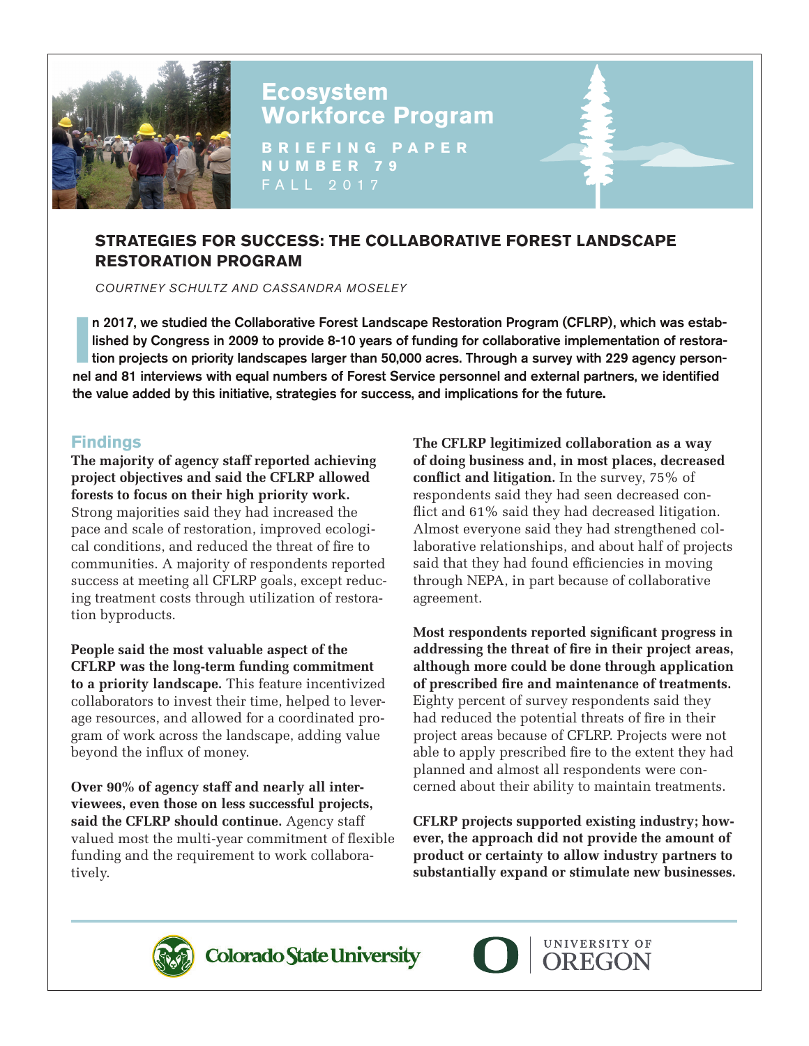# Ecosystem Workforce Program

**BRIEFING PAPER NUMBER 79**

FALL 2017

## STRATEGIES FOR SUCCESS: THE COLLABORATIVE FOREST LANDSCAPE RESTORATION PROGRAM

*COURTNEY SCHULTZ AND CASSANDRA MOSELEY*

**In 2017, we studied the Collaborative Forest Landscape Restoration Program (CFLRP), which was established by Congress in 2009 to provide 8-10 years of funding for collaborative implementation of restoration projects on priority landscapes larger than 50,000 acres. Through a survey with 229 agency personnel and 81 interviews with equal numbers of Forest Service personnel and external partners, we identified the value added by this initiative, strategies for success, and implications for the future.**

### Findings

**The majority of agency staff reported achieving project objectives and said the CFLRP allowed forests to focus on their high priority work.** Strong majorities said they had increased the pace and scale of restoration, improved ecological conditions, and reduced the threat of fire to communities. A majority of respondents reported success at meeting all CFLRP goals, except reducing treatment costs through utilization of restoration byproducts.

**People said the most valuable aspect of the CFLRP was the long-term funding commitment to a priority landscape.** This feature incentivized collaborators to invest their time, helped to leverage resources, and allowed for a coordinated program of work across the landscape, adding value beyond the influx of money.

**Over 90% of agency staff and nearly all interviewees, even those on less successful projects, said the CFLRP should continue.** Agency staff valued most the multi-year commitment of flexible funding and the requirement to work collaboratively.

**The CFLRP legitimized collaboration as a way of doing business and, in most places, decreased conflict and litigation.** In the survey, 75% of respondents said they had seen decreased conflict and 61% said they had decreased litigation. Almost everyone said they had strengthened collaborative relationships, and about half of projects said that they had found efficiencies in moving through NEPA, in part because of collaborative agreement.

**Most respondents reported significant progress in addressing the threat of fire in their project areas, although more could be done through application of prescribed fire and maintenance of treatments.** Eighty percent of survey respondents said they had reduced the potential threats of fire in their project areas because of CFLRP. Projects were not able to apply prescribed fire to the extent they had planned and almost all respondents were concerned about their ability to maintain treatments.

**CFLRP projects supported existing industry; however, the approach did not provide the amount of product or certainty to allow industry partners to substantially expand or stimulate new businesses.**

Colorado State University | UNIVERSITY OF OREGON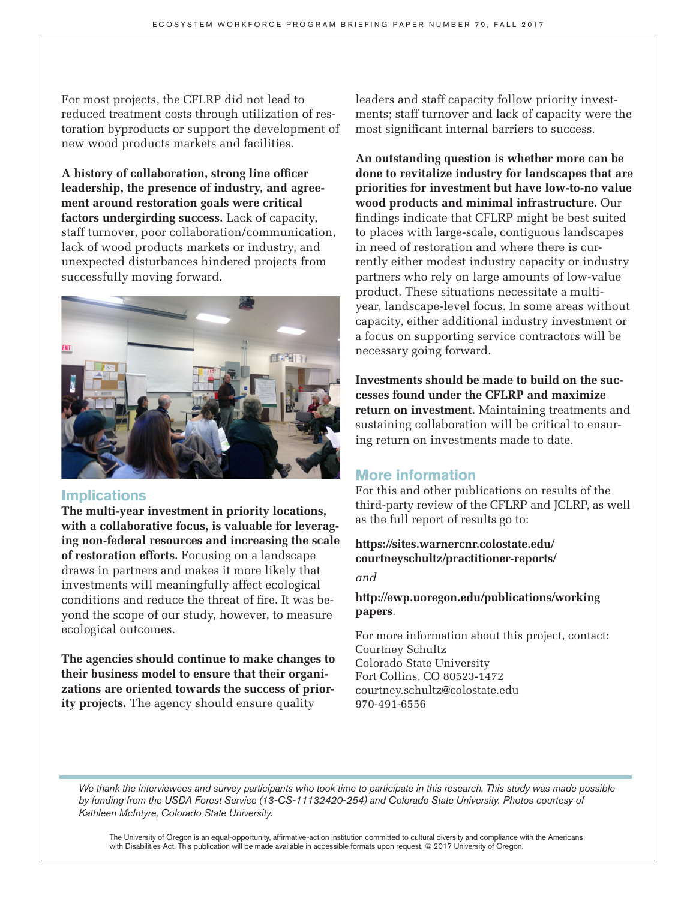For most projects, the CFLRP did not lead to reduced treatment costs through utilization of restoration byproducts or support the development of new wood products markets and facilities.

**A history of collaboration, strong line officer leadership, the presence of industry, and agreement around restoration goals were critical factors undergirding success.** Lack of capacity, staff turnover, poor collaboration/communication, lack of wood products markets or industry, and unexpected disturbances hindered projects from successfully moving forward.

## Implications

**The multi-year investment in priority locations, with a collaborative focus, is valuable for leveraging non-federal resources and increasing the scale of restoration efforts.** Focusing on a landscape draws in partners and makes it more likely that investments will meaningfully affect ecological conditions and reduce the threat of fire. It was beyond the scope of our study, however, to measure ecological outcomes.

**The agencies should continue to make changes to their business model to ensure that their organizations are oriented towards the success of priority projects.** The agency should ensure quality leaders and staff capacity follow priority investments; staff turnover and lack of capacity were the most significant internal barriers to success.

**An outstanding question is whether more can be done to revitalize industry for landscapes that are priorities for investment but have low-to-no value wood products and minimal infrastructure.** Our findings indicate that CFLRP might be best suited to places with large-scale, contiguous landscapes in need of restoration and where there is currently either modest industry capacity or industry partners who rely on large amounts of low-value product. These situations necessitate a multi-year, landscape-level focus. In some areas without capacity, either additional industry investment or a focus on supporting service contractors will be necessary going forward.

**Investments should be made to build on the successes found under the CFLRP and maximize return on investment.** Maintaining treatments and sustaining collaboration will be critical to ensuring return on investments made to date.

## More information

For this and other publications on results of the third-party review of the CFLRP and JCLRP, as well as the full report of results go to:

**https://sites.warnercnr.colostate.edu/courtneyschultz/practitioner-reports/**

*and*

**http://ewp.uoregon.edu/publications/working papers**.

For more information about this project, contact:
Courtney Schultz
Colorado State University
Fort Collins, CO 80523-1472
courtney.schultz@colostate.edu
970-491-6556

*We thank the interviewees and survey participants who took time to participate in this research. This study was made possible by funding from the USDA Forest Service (13-CS-11132420-254) and Colorado State University. Photos courtesy of Kathleen McIntyre, Colorado State University.*

The University of Oregon is an equal-opportunity, affirmative-action institution committed to cultural diversity and compliance with the Americans with Disabilities Act. This publication will be made available in accessible formats upon request. © 2017 University of Oregon.